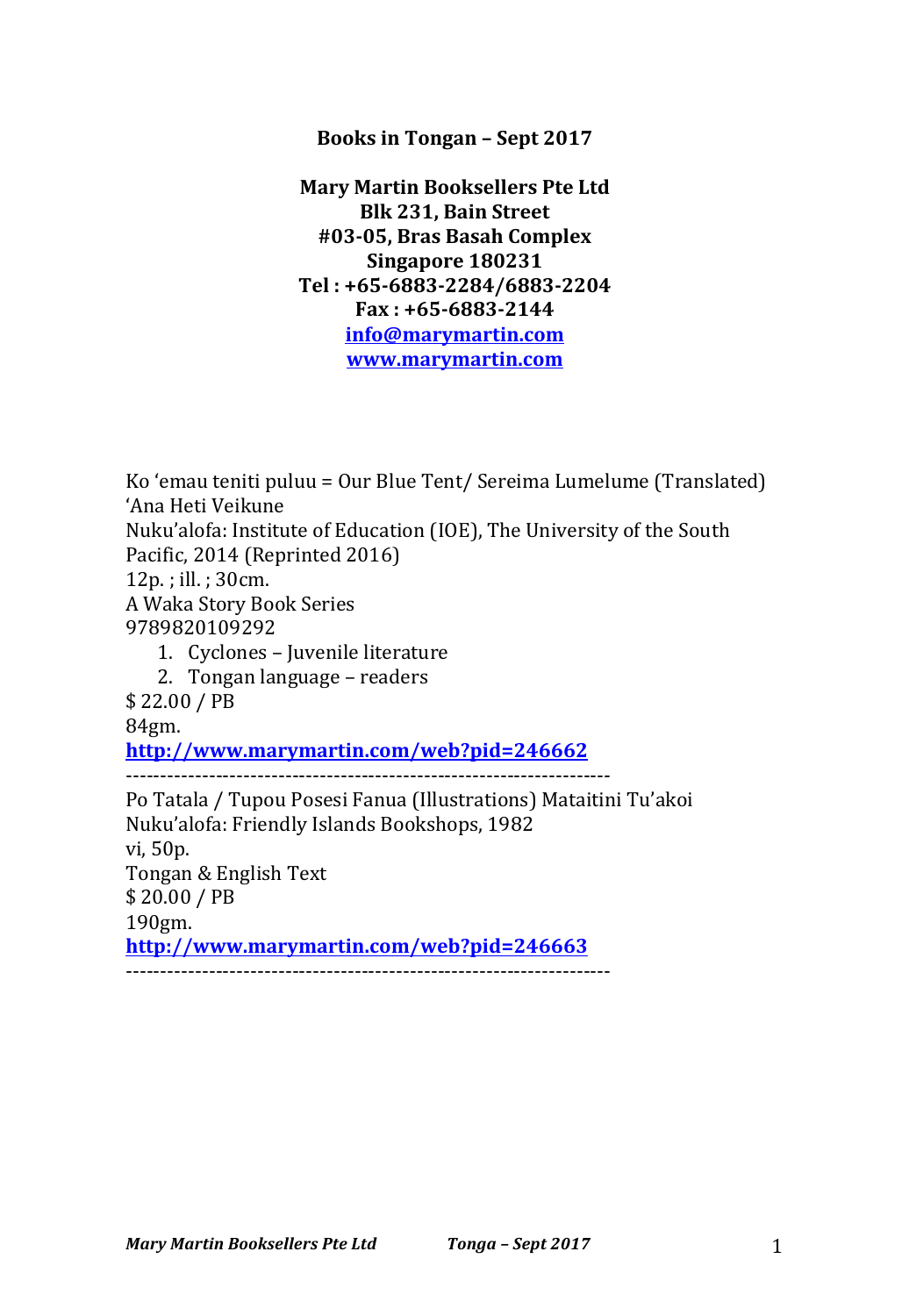**Books in Tongan – Sept 2017**

**Mary Martin Booksellers Pte Ltd**
**Blk 231, Bain Street**
**#03-05, Bras Basah Complex**
**Singapore 180231**
**Tel : +65-6883-2284/6883-2204**
**Fax : +65-6883-2144**
**[info@marymartin.com](mailto:info@marymartin.com)**
**[www.marymartin.com](http://www.marymartin.com)**

Ko ʻemau teniti puluu = Our Blue Tent/ Sereima Lumelume (Translated) ʻAna Heti Veikune
Nukuʼalofa: Institute of Education (IOE), The University of the South Pacific, 2014 (Reprinted 2016)
12p. ; ill. ; 30cm.
A Waka Story Book Series
9789820109292

1. Cyclones – Juvenile literature
2. Tongan language – readers

$ 22.00 / PB
84gm.
**[http://www.marymartin.com/web?pid=246662](http://www.marymartin.com/web?pid=246662)**

---------------------------------------------------------------------

Po Tatala / Tupou Posesi Fanua (Illustrations) Mataitini Tuʼakoi
Nukuʼalofa: Friendly Islands Bookshops, 1982
vi, 50p.
Tongan & English Text
$ 20.00 / PB
190gm.
**[http://www.marymartin.com/web?pid=246663](http://www.marymartin.com/web?pid=246663)**

---------------------------------------------------------------------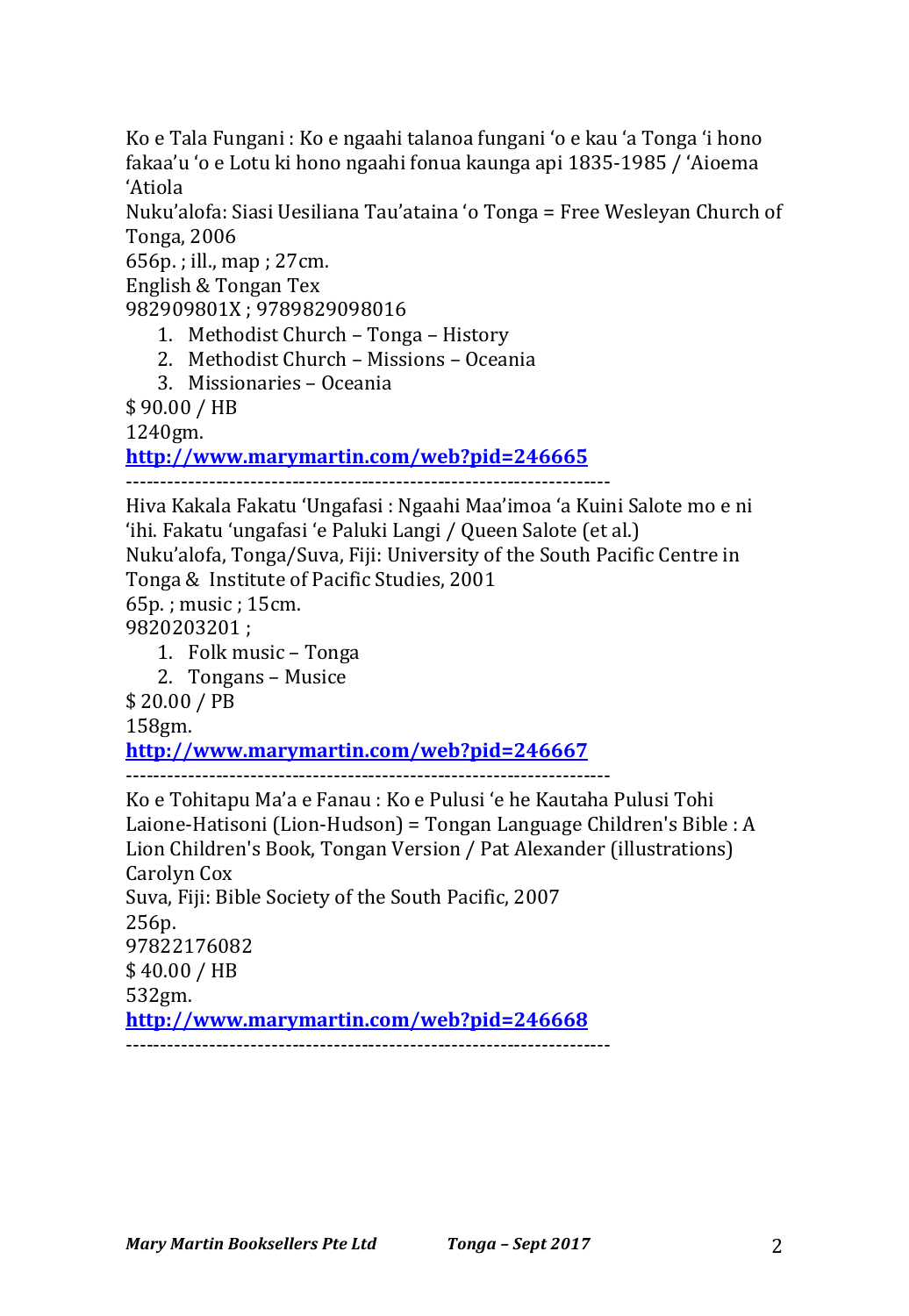Ko e Tala Fungani : Ko e ngaahi talanoa fungani ʻo e kau ʻa Tonga ʻi hono fakaaʻu ʻo e Lotu ki hono ngaahi fonua kaunga api 1835-1985 / ʻAioema ʻAtiola
Nukuʻalofa: Siasi Uesiliana Tauʻataina ʻo Tonga = Free Wesleyan Church of Tonga, 2006
656p. ; ill., map ; 27cm.
English & Tongan Tex
982909801X ; 9789829098016

1. Methodist Church – Tonga – History
2. Methodist Church – Missions – Oceania
3. Missionaries – Oceania

$ 90.00 / HB
1240gm.
**http://www.marymartin.com/web?pid=246665**

----------------------------------------------------------------------

Hiva Kakala Fakatu ʻUngafasi : Ngaahi Maaʻimoa ʻa Kuini Salote mo e ni ʻihi. Fakatu ʻungafasi ʻe Paluki Langi / Queen Salote (et al.)
Nukuʻalofa, Tonga/Suva, Fiji: University of the South Pacific Centre in Tonga & Institute of Pacific Studies, 2001
65p. ; music ; 15cm.
9820203201 ;

1. Folk music – Tonga
2. Tongans – Musice

$ 20.00 / PB
158gm.
**http://www.marymartin.com/web?pid=246667**

----------------------------------------------------------------------

Ko e Tohitapu Maʻa e Fanau : Ko e Pulusi ʻe he Kautaha Pulusi Tohi Laione-Hatisoni (Lion-Hudson) = Tongan Language Children's Bible : A Lion Children's Book, Tongan Version / Pat Alexander (illustrations) Carolyn Cox
Suva, Fiji: Bible Society of the South Pacific, 2007
256p.
97822176082
$ 40.00 / HB
532gm.
**http://www.marymartin.com/web?pid=246668**

----------------------------------------------------------------------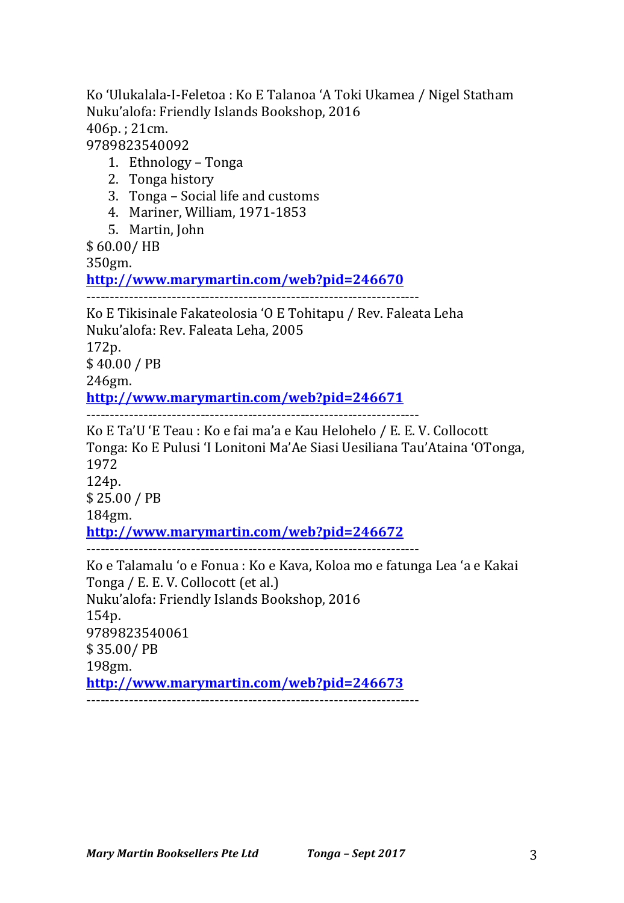Ko 'Ulukalala-I-Feletoa : Ko E Talanoa 'A Toki Ukamea / Nigel Statham
Nuku'alofa: Friendly Islands Bookshop, 2016
406p. ; 21cm.
9789823540092

1. Ethnology – Tonga
2. Tonga history
3. Tonga – Social life and customs
4. Mariner, William, 1971-1853
5. Martin, John

$ 60.00/ HB
350gm.
[http://www.marymartin.com/web?pid=246670](http://www.marymartin.com/web?pid=246670)

---

Ko E Tikisinale Fakateolosia 'O E Tohitapu / Rev. Faleata Leha
Nuku'alofa: Rev. Faleata Leha, 2005
172p.
$ 40.00 / PB
246gm.
[http://www.marymartin.com/web?pid=246671](http://www.marymartin.com/web?pid=246671)

---

Ko E Ta'U 'E Teau : Ko e fai ma'a e Kau Helohelo / E. E. V. Collocott
Tonga: Ko E Pulusi 'I Lonitoni Ma'Ae Siasi Uesiliana Tau'Ataina 'OTonga, 1972
124p.
$ 25.00 / PB
184gm.
[http://www.marymartin.com/web?pid=246672](http://www.marymartin.com/web?pid=246672)

---

Ko e Talamalu 'o e Fonua : Ko e Kava, Koloa mo e fatunga Lea 'a e Kakai Tonga / E. E. V. Collocott (et al.)
Nuku'alofa: Friendly Islands Bookshop, 2016
154p.
9789823540061
$ 35.00/ PB
198gm.
[http://www.marymartin.com/web?pid=246673](http://www.marymartin.com/web?pid=246673)

---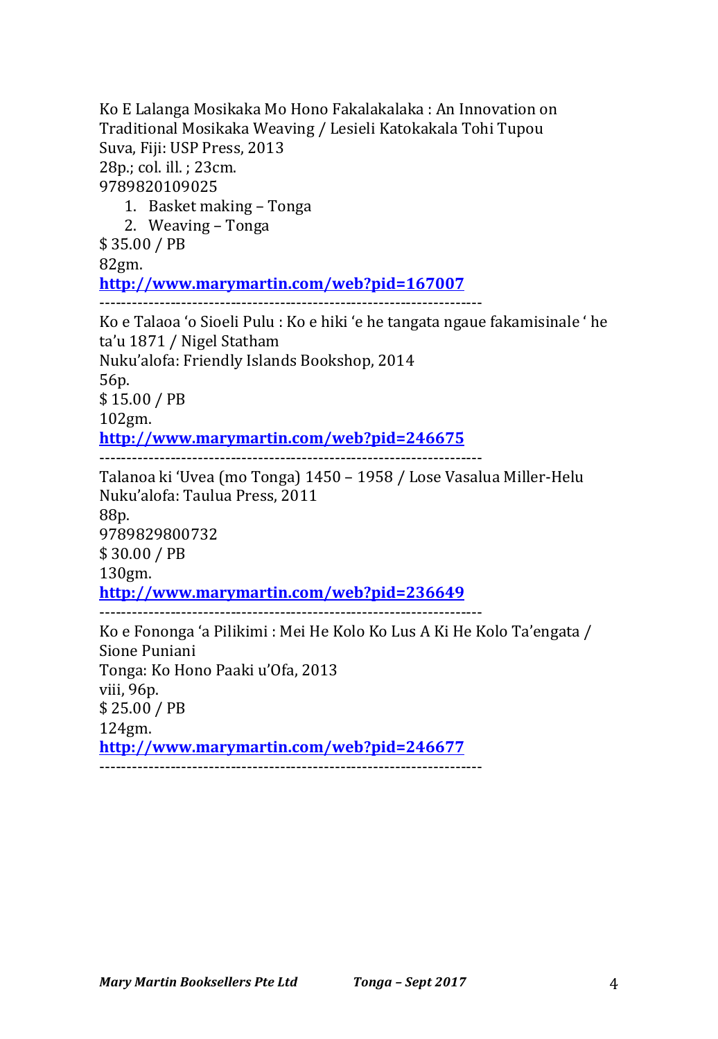Ko E Lalanga Mosikaka Mo Hono Fakalakalaka : An Innovation on Traditional Mosikaka Weaving / Lesieli Katokakala Tohi Tupou
Suva, Fiji: USP Press, 2013
28p.; col. ill. ; 23cm.
9789820109025

1. Basket making – Tonga
2. Weaving – Tonga

$ 35.00 / PB
82gm.
**http://www.marymartin.com/web?pid=167007**

---

Ko e Talaoa 'o Sioeli Pulu : Ko e hiki 'e he tangata ngaue fakamisinale ' he ta'u 1871 / Nigel Statham
Nuku'alofa: Friendly Islands Bookshop, 2014
56p.
$ 15.00 / PB
102gm.
**http://www.marymartin.com/web?pid=246675**

---

Talanoa ki 'Uvea (mo Tonga) 1450 – 1958 / Lose Vasalua Miller-Helu
Nuku'alofa: Taulua Press, 2011
88p.
9789829800732
$ 30.00 / PB
130gm.
**http://www.marymartin.com/web?pid=236649**

---

Ko e Fononga 'a Pilikimi : Mei He Kolo Ko Lus A Ki He Kolo Ta'engata / Sione Puniani
Tonga: Ko Hono Paaki u'Ofa, 2013
viii, 96p.
$ 25.00 / PB
124gm.
**http://www.marymartin.com/web?pid=246677**

---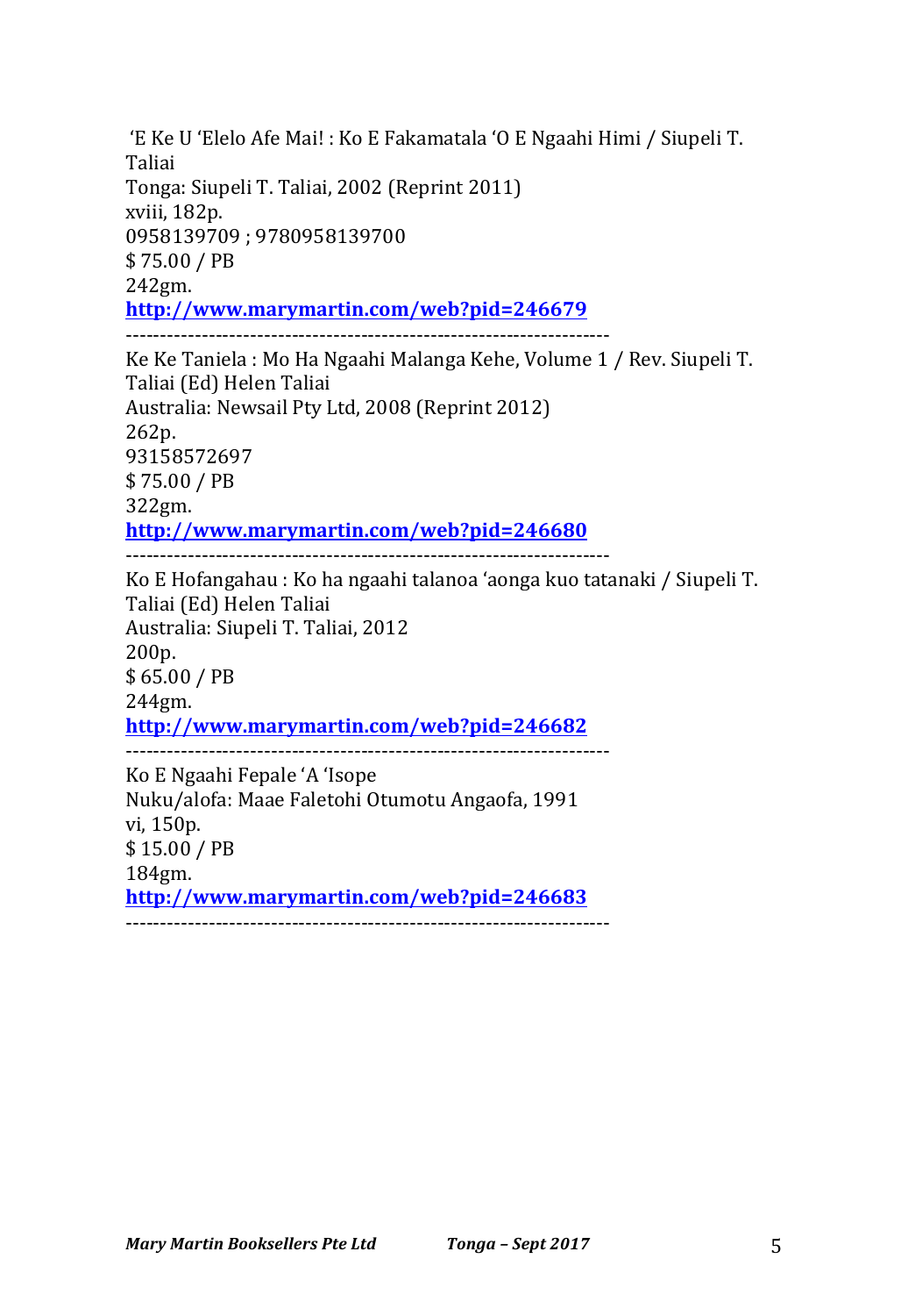'E Ke U 'Elelo Afe Mai! : Ko E Fakamatala 'O E Ngaahi Himi / Siupeli T. Taliai
Tonga: Siupeli T. Taliai, 2002 (Reprint 2011)
xviii, 182p.
0958139709 ; 9780958139700
$ 75.00 / PB
242gm.
**http://www.marymartin.com/web?pid=246679**

---------------------------------------------------------------------

Ke Ke Taniela : Mo Ha Ngaahi Malanga Kehe, Volume 1 / Rev. Siupeli T. Taliai (Ed) Helen Taliai
Australia: Newsail Pty Ltd, 2008 (Reprint 2012)
262p.
93158572697
$ 75.00 / PB
322gm.
**http://www.marymartin.com/web?pid=246680**

---------------------------------------------------------------------

Ko E Hofangahau : Ko ha ngaahi talanoa 'aonga kuo tatanaki / Siupeli T. Taliai (Ed) Helen Taliai
Australia: Siupeli T. Taliai, 2012
200p.
$ 65.00 / PB
244gm.
**http://www.marymartin.com/web?pid=246682**

---------------------------------------------------------------------

Ko E Ngaahi Fepale 'A 'Isope
Nuku/alofa: Maae Faletohi Otumotu Angaofa, 1991
vi, 150p.
$ 15.00 / PB
184gm.
**http://www.marymartin.com/web?pid=246683**

---------------------------------------------------------------------